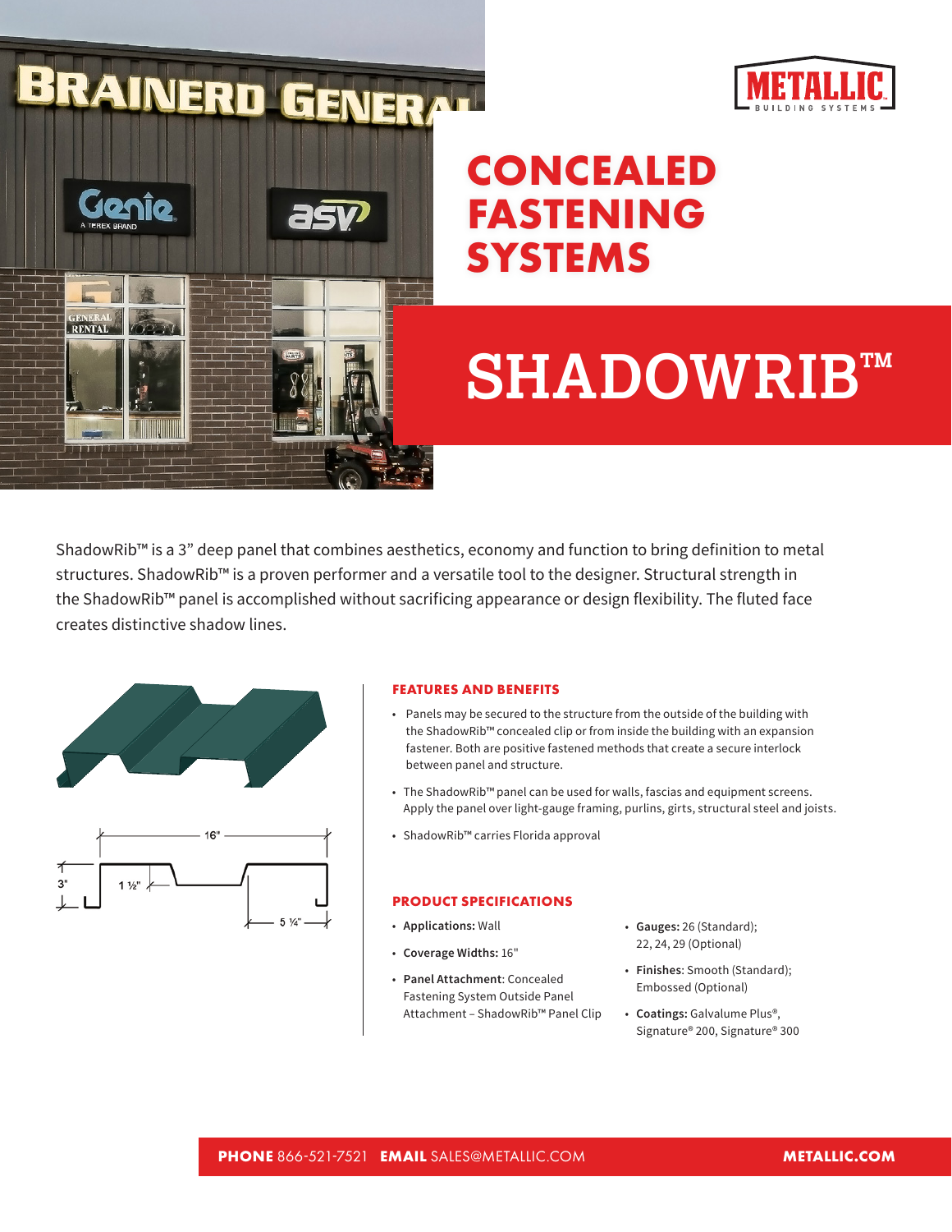# CONCEALED FASTENING SYSTEMS

# SHADOWRIB™

ShadowRib™ is a 3" deep panel that combines aesthetics, economy and function to bring definition to metal structures. ShadowRib™ is a proven performer and a versatile tool to the designer. Structural strength in the ShadowRib™ panel is accomplished without sacrificing appearance or design flexibility. The fluted face creates distinctive shadow lines.

16"

3"

1 ½"

5 ¼"

## FEATURES AND BENEFITS

- Panels may be secured to the structure from the outside of the building with the ShadowRib™ concealed clip or from inside the building with an expansion fastener. Both are positive fastened methods that create a secure interlock between panel and structure.
- The ShadowRib™ panel can be used for walls, fascias and equipment screens. Apply the panel over light-gauge framing, purlins, girts, structural steel and joists.
- ShadowRib™ carries Florida approval

## PRODUCT SPECIFICATIONS

- **Applications:** Wall
- **Coverage Widths:** 16"
- **Panel Attachment**: Concealed Fastening System Outside Panel Attachment – ShadowRib™ Panel Clip
- **Gauges:** 26 (Standard); 22, 24, 29 (Optional)
- **Finishes**: Smooth (Standard); Embossed (Optional)
- **Coatings:** Galvalume Plus®, Signature® 200, Signature® 300

**PHONE** 866-521-7521 **EMAIL** SALES@METALLIC.COM **METALLIC.COM**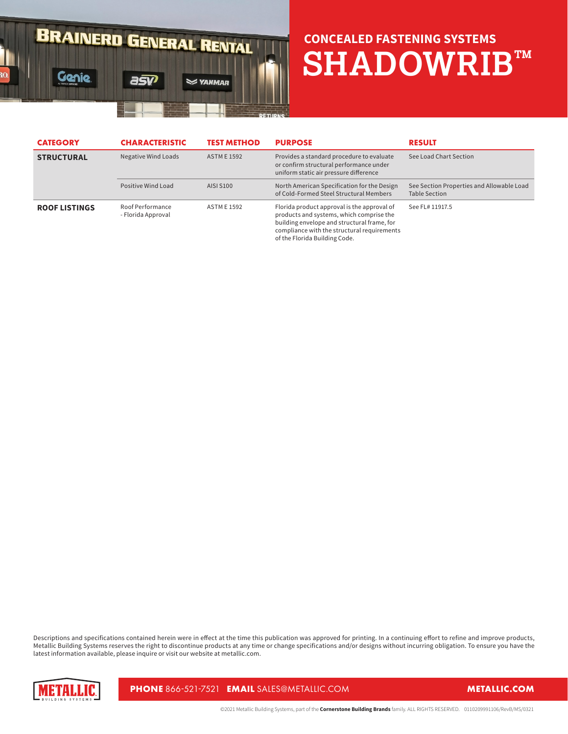## CONCEALED FASTENING SYSTEMS

# SHADOWRIB™

| CATEGORY | CHARACTERISTIC | TEST METHOD | PURPOSE | RESULT |
|---|---|---|---|---|
| **STRUCTURAL** | Negative Wind Loads | ASTM E 1592 | Provides a standard procedure to evaluate or confirm structural performance under uniform static air pressure difference | See Load Chart Section |
| | Positive Wind Load | AISI S100 | North American Specification for the Design of Cold-Formed Steel Structural Members | See Section Properties and Allowable Load Table Section |
| **ROOF LISTINGS** | Roof Performance - Florida Approval | ASTM E 1592 | Florida product approval is the approval of products and systems, which comprise the building envelope and structural frame, for compliance with the structural requirements of the Florida Building Code. | See FL# 11917.5 |

Descriptions and specifications contained herein were in effect at the time this publication was approved for printing. In a continuing effort to refine and improve products, Metallic Building Systems reserves the right to discontinue products at any time or change specifications and/or designs without incurring obligation. To ensure you have the latest information available, please inquire or visit our website at metallic.com.

**PHONE** 866-521-7521 **EMAIL** SALES@METALLIC.COM **METALLIC.COM**

©2021 Metallic Building Systems, part of the **Cornerstone Building Brands** family. ALL RIGHTS RESERVED. 0110209991106/RevB/MS/0321